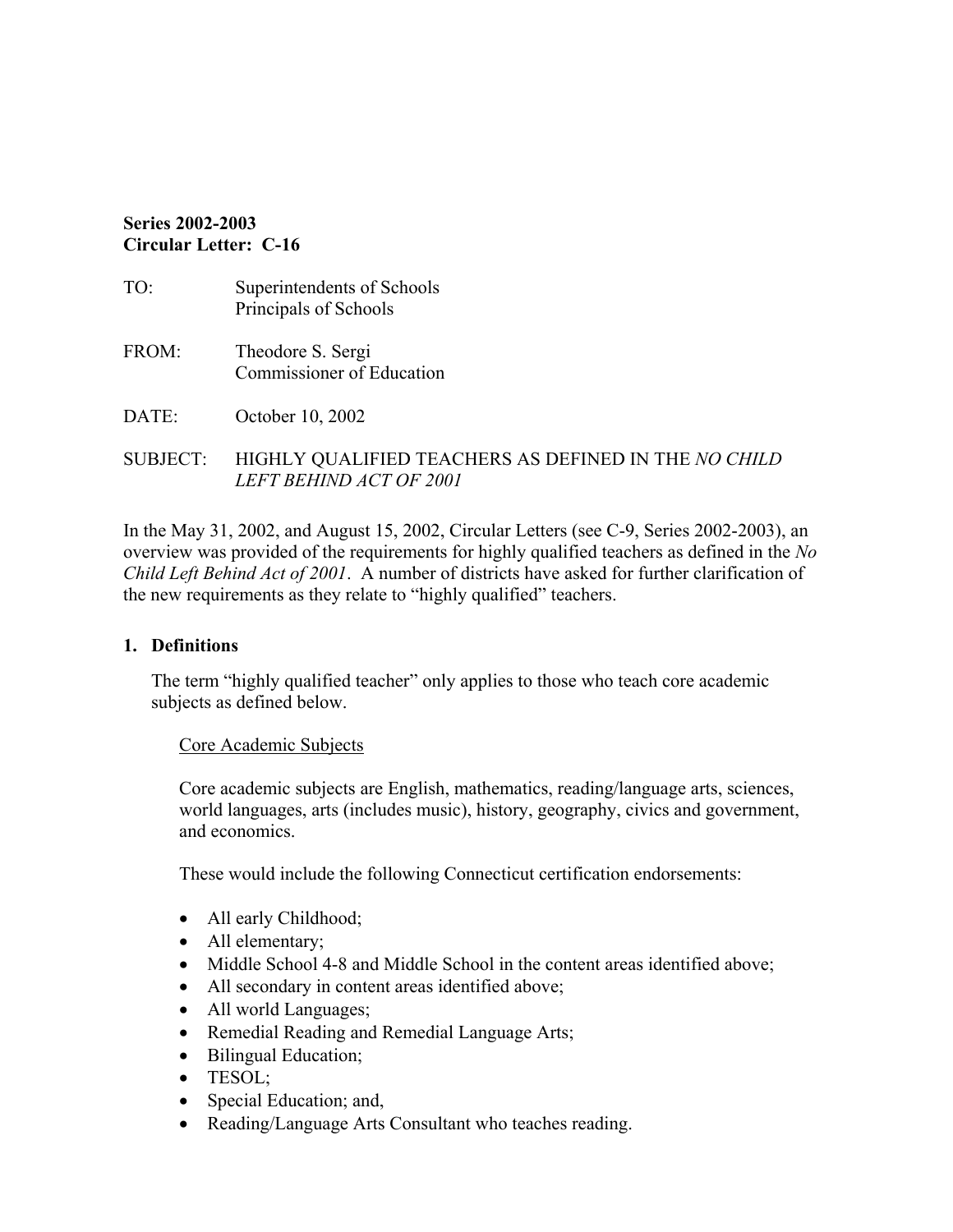**Series 2002-2003**
**Circular Letter: C-16**

TO: Superintendents of Schools
Principals of Schools

FROM: Theodore S. Sergi
Commissioner of Education

DATE: October 10, 2002

SUBJECT: HIGHLY QUALIFIED TEACHERS AS DEFINED IN THE *NO CHILD LEFT BEHIND ACT OF 2001*

In the May 31, 2002, and August 15, 2002, Circular Letters (see C-9, Series 2002-2003), an overview was provided of the requirements for highly qualified teachers as defined in the *No Child Left Behind Act of 2001*. A number of districts have asked for further clarification of the new requirements as they relate to "highly qualified" teachers.

## 1. Definitions

The term "highly qualified teacher" only applies to those who teach core academic subjects as defined below.

Core Academic Subjects

Core academic subjects are English, mathematics, reading/language arts, sciences, world languages, arts (includes music), history, geography, civics and government, and economics.

These would include the following Connecticut certification endorsements:

- All early Childhood;
- All elementary;
- Middle School 4-8 and Middle School in the content areas identified above;
- All secondary in content areas identified above;
- All world Languages;
- Remedial Reading and Remedial Language Arts;
- Bilingual Education;
- TESOL;
- Special Education; and,
- Reading/Language Arts Consultant who teaches reading.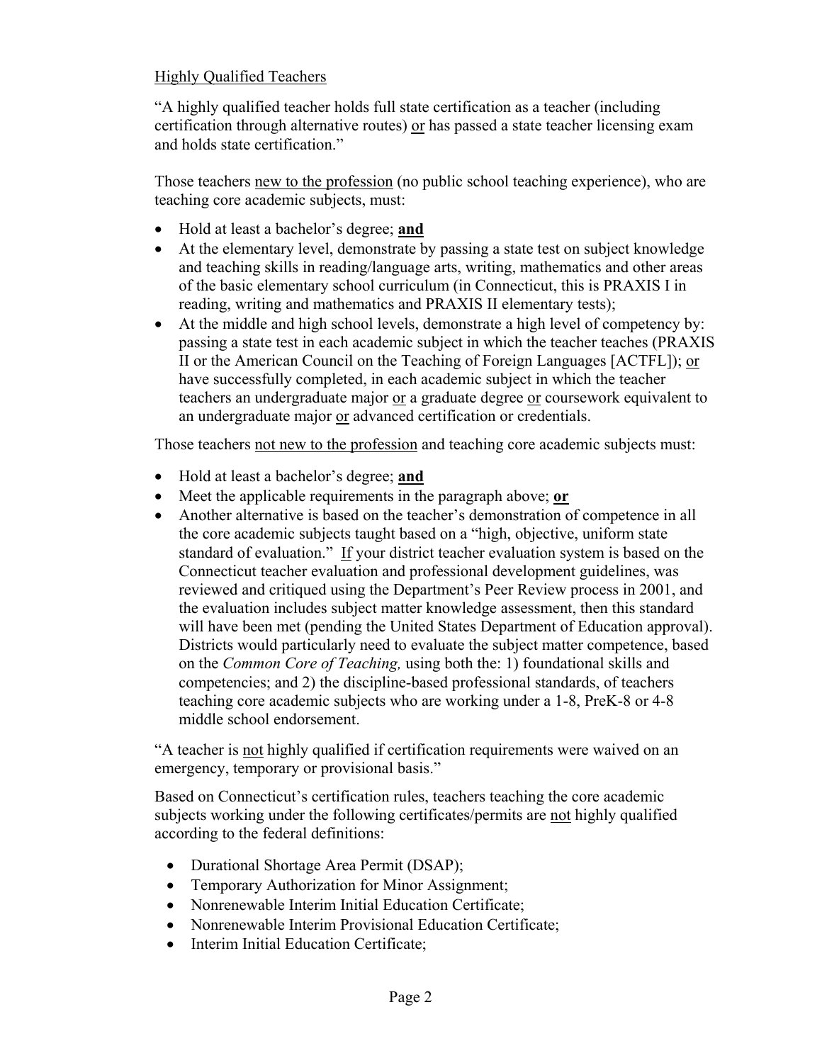<u>Highly Qualified Teachers</u>

"A highly qualified teacher holds full state certification as a teacher (including certification through alternative routes) <u>or</u> has passed a state teacher licensing exam and holds state certification."

Those teachers <u>new to the profession</u> (no public school teaching experience), who are teaching core academic subjects, must:

- Hold at least a bachelor's degree; **<u>and</u>**
- At the elementary level, demonstrate by passing a state test on subject knowledge and teaching skills in reading/language arts, writing, mathematics and other areas of the basic elementary school curriculum (in Connecticut, this is PRAXIS I in reading, writing and mathematics and PRAXIS II elementary tests);
- At the middle and high school levels, demonstrate a high level of competency by: passing a state test in each academic subject in which the teacher teaches (PRAXIS II or the American Council on the Teaching of Foreign Languages [ACTFL]); <u>or</u> have successfully completed, in each academic subject in which the teacher teachers an undergraduate major <u>or</u> a graduate degree <u>or</u> coursework equivalent to an undergraduate major <u>or</u> advanced certification or credentials.

Those teachers <u>not new to the profession</u> and teaching core academic subjects must:

- Hold at least a bachelor's degree; **<u>and</u>**
- Meet the applicable requirements in the paragraph above; **<u>or</u>**
- Another alternative is based on the teacher's demonstration of competence in all the core academic subjects taught based on a "high, objective, uniform state standard of evaluation." <u>If</u> your district teacher evaluation system is based on the Connecticut teacher evaluation and professional development guidelines, was reviewed and critiqued using the Department's Peer Review process in 2001, and the evaluation includes subject matter knowledge assessment, then this standard will have been met (pending the United States Department of Education approval). Districts would particularly need to evaluate the subject matter competence, based on the *Common Core of Teaching,* using both the: 1) foundational skills and competencies; and 2) the discipline-based professional standards, of teachers teaching core academic subjects who are working under a 1-8, PreK-8 or 4-8 middle school endorsement.

"A teacher is <u>not</u> highly qualified if certification requirements were waived on an emergency, temporary or provisional basis."

Based on Connecticut's certification rules, teachers teaching the core academic subjects working under the following certificates/permits are <u>not</u> highly qualified according to the federal definitions:

- Durational Shortage Area Permit (DSAP);
- Temporary Authorization for Minor Assignment;
- Nonrenewable Interim Initial Education Certificate;
- Nonrenewable Interim Provisional Education Certificate;
- Interim Initial Education Certificate;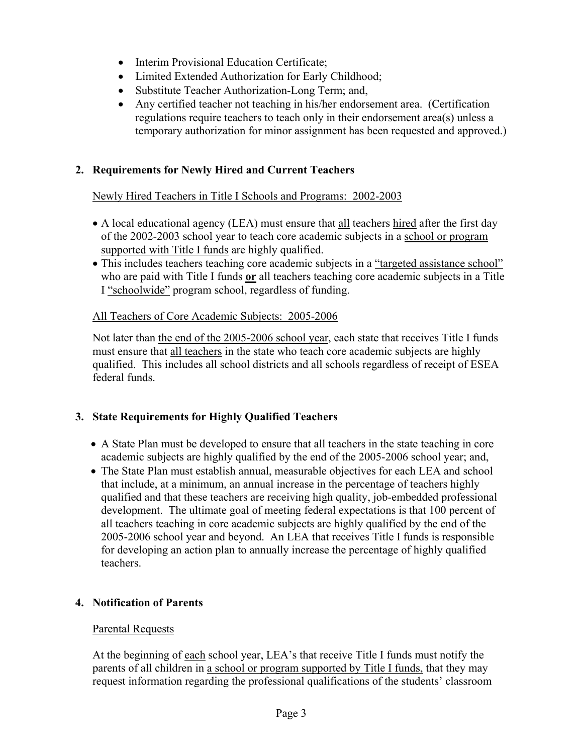- Interim Provisional Education Certificate;
- Limited Extended Authorization for Early Childhood;
- Substitute Teacher Authorization-Long Term; and,
- Any certified teacher not teaching in his/her endorsement area. (Certification regulations require teachers to teach only in their endorsement area(s) unless a temporary authorization for minor assignment has been requested and approved.)

## 2. Requirements for Newly Hired and Current Teachers

Newly Hired Teachers in Title I Schools and Programs: 2002-2003

- A local educational agency (LEA) must ensure that all teachers hired after the first day of the 2002-2003 school year to teach core academic subjects in a school or program supported with Title I funds are highly qualified.
- This includes teachers teaching core academic subjects in a "targeted assistance school" who are paid with Title I funds **or** all teachers teaching core academic subjects in a Title I "schoolwide" program school, regardless of funding.

All Teachers of Core Academic Subjects: 2005-2006

Not later than the end of the 2005-2006 school year, each state that receives Title I funds must ensure that all teachers in the state who teach core academic subjects are highly qualified. This includes all school districts and all schools regardless of receipt of ESEA federal funds.

## 3. State Requirements for Highly Qualified Teachers

- A State Plan must be developed to ensure that all teachers in the state teaching in core academic subjects are highly qualified by the end of the 2005-2006 school year; and,
- The State Plan must establish annual, measurable objectives for each LEA and school that include, at a minimum, an annual increase in the percentage of teachers highly qualified and that these teachers are receiving high quality, job-embedded professional development. The ultimate goal of meeting federal expectations is that 100 percent of all teachers teaching in core academic subjects are highly qualified by the end of the 2005-2006 school year and beyond. An LEA that receives Title I funds is responsible for developing an action plan to annually increase the percentage of highly qualified teachers.

## 4. Notification of Parents

Parental Requests

At the beginning of each school year, LEA's that receive Title I funds must notify the parents of all children in a school or program supported by Title I funds, that they may request information regarding the professional qualifications of the students' classroom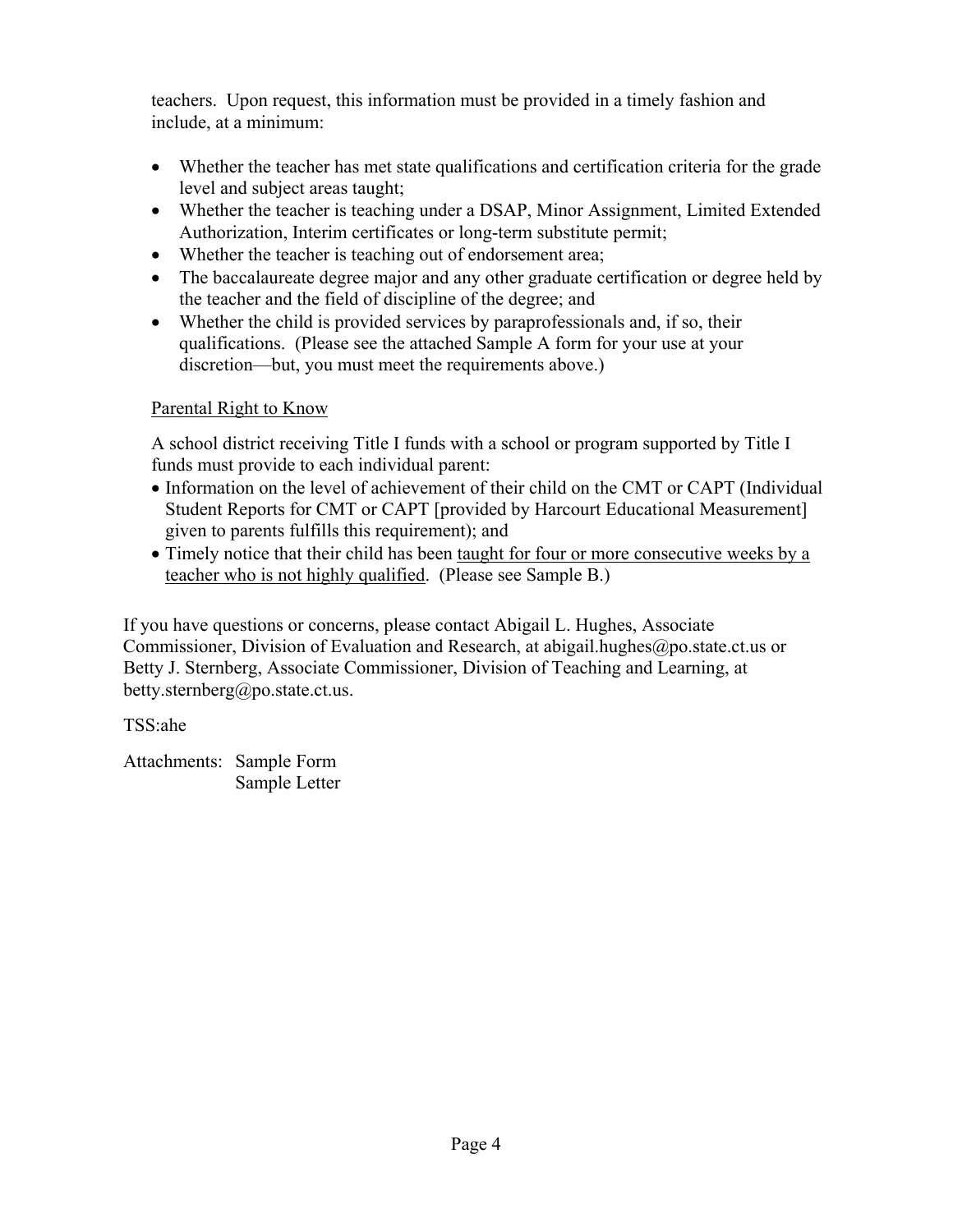teachers. Upon request, this information must be provided in a timely fashion and include, at a minimum:

- Whether the teacher has met state qualifications and certification criteria for the grade level and subject areas taught;
- Whether the teacher is teaching under a DSAP, Minor Assignment, Limited Extended Authorization, Interim certificates or long-term substitute permit;
- Whether the teacher is teaching out of endorsement area;
- The baccalaureate degree major and any other graduate certification or degree held by the teacher and the field of discipline of the degree; and
- Whether the child is provided services by paraprofessionals and, if so, their qualifications. (Please see the attached Sample A form for your use at your discretion—but, you must meet the requirements above.)

<u>Parental Right to Know</u>

A school district receiving Title I funds with a school or program supported by Title I funds must provide to each individual parent:

- Information on the level of achievement of their child on the CMT or CAPT (Individual Student Reports for CMT or CAPT [provided by Harcourt Educational Measurement] given to parents fulfills this requirement); and
- Timely notice that their child has been <u>taught for four or more consecutive weeks by a teacher who is not highly qualified</u>. (Please see Sample B.)

If you have questions or concerns, please contact Abigail L. Hughes, Associate Commissioner, Division of Evaluation and Research, at abigail.hughes@po.state.ct.us or Betty J. Sternberg, Associate Commissioner, Division of Teaching and Learning, at betty.sternberg@po.state.ct.us.

TSS:ahe

Attachments: Sample Form
Sample Letter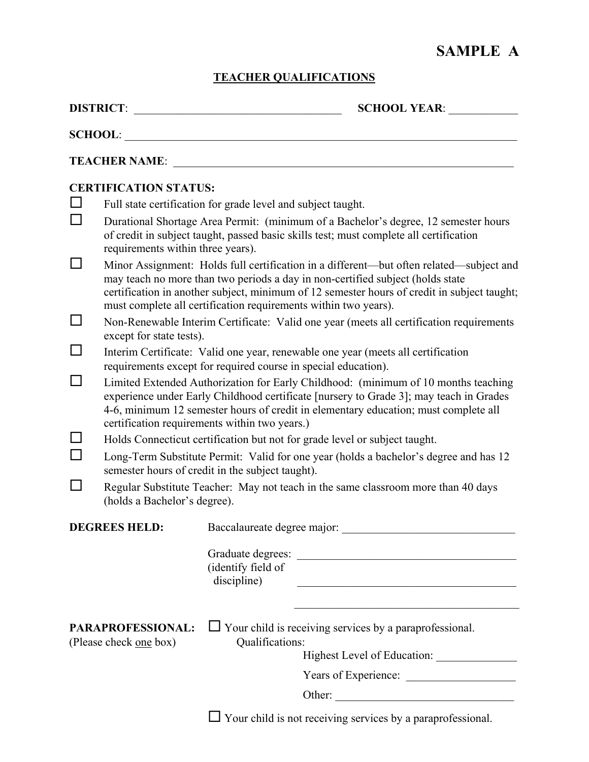**SAMPLE A**

## TEACHER QUALIFICATIONS

**DISTRICT**: ___________________________________ **SCHOOL YEAR**: ___________

**SCHOOL**: ______________________________________________________________________

**TEACHER NAME**: _______________________________________________________________

**CERTIFICATION STATUS:**

- ☐ Full state certification for grade level and subject taught.
- ☐ Durational Shortage Area Permit: (minimum of a Bachelor's degree, 12 semester hours of credit in subject taught, passed basic skills test; must complete all certification requirements within three years).
- ☐ Minor Assignment: Holds full certification in a different—but often related—subject and may teach no more than two periods a day in non-certified subject (holds state certification in another subject, minimum of 12 semester hours of credit in subject taught; must complete all certification requirements within two years).
- ☐ Non-Renewable Interim Certificate: Valid one year (meets all certification requirements except for state tests).
- ☐ Interim Certificate: Valid one year, renewable one year (meets all certification requirements except for required course in special education).
- ☐ Limited Extended Authorization for Early Childhood: (minimum of 10 months teaching experience under Early Childhood certificate [nursery to Grade 3]; may teach in Grades 4-6, minimum 12 semester hours of credit in elementary education; must complete all certification requirements within two years.)
- ☐ Holds Connecticut certification but not for grade level or subject taught.
- ☐ Long-Term Substitute Permit: Valid for one year (holds a bachelor's degree and has 12 semester hours of credit in the subject taught).
- ☐ Regular Substitute Teacher: May not teach in the same classroom more than 40 days (holds a Bachelor's degree).

**DEGREES HELD:** Baccalaureate degree major: ______________________________

Graduate degrees: ______________________________________
(identify field of discipline) ______________________________________

______________________________________

**PARAPROFESSIONAL:** (Please check one box)

☐ Your child is receiving services by a paraprofessional.
Qualifications:
Highest Level of Education: ______________
Years of Experience: ___________________
Other: ________________________________

☐ Your child is not receiving services by a paraprofessional.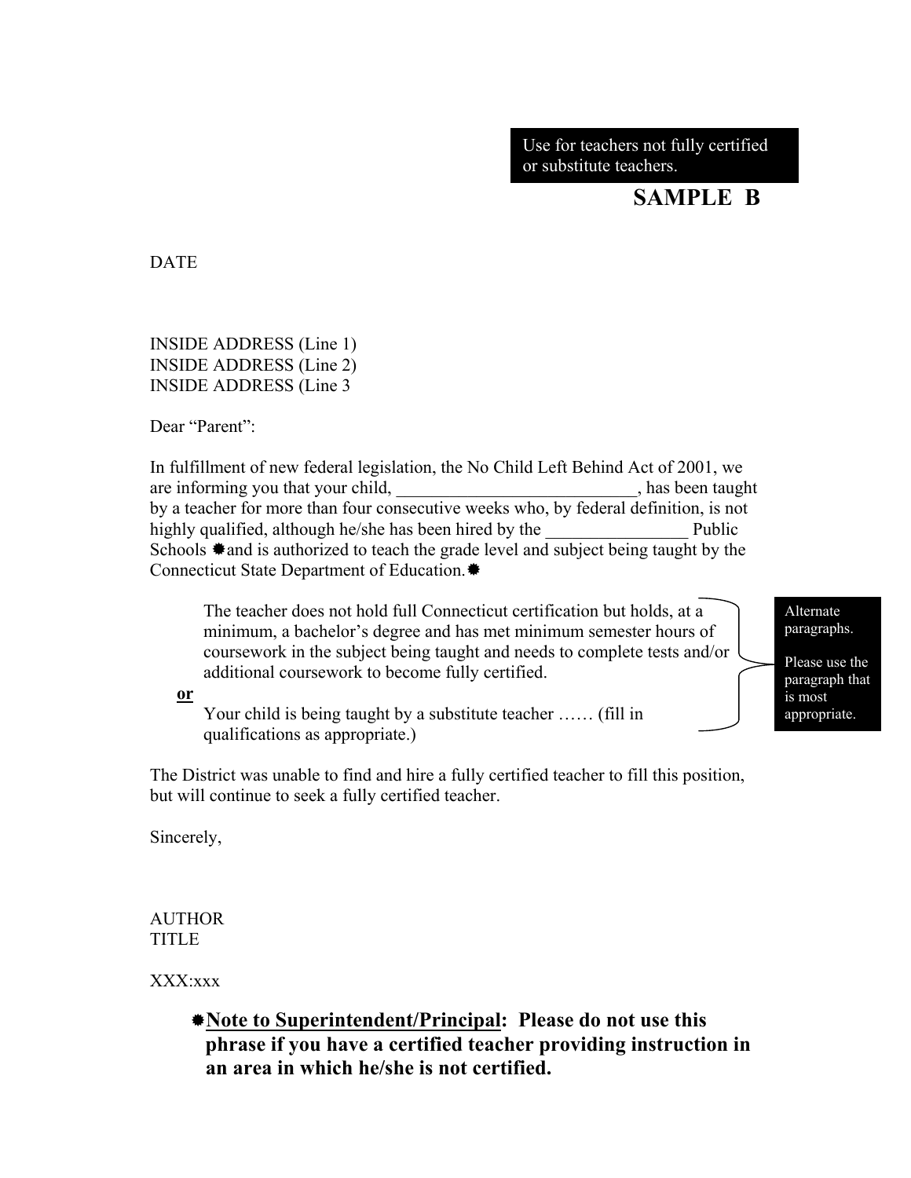Use for teachers not fully certified or substitute teachers.

**SAMPLE B**

DATE

INSIDE ADDRESS (Line 1)
INSIDE ADDRESS (Line 2)
INSIDE ADDRESS (Line 3

Dear "Parent":

In fulfillment of new federal legislation, the No Child Left Behind Act of 2001, we are informing you that your child, ___________________________, has been taught by a teacher for more than four consecutive weeks who, by federal definition, is not highly qualified, although he/she has been hired by the ________________ Public Schools ✸and is authorized to teach the grade level and subject being taught by the Connecticut State Department of Education.✸

> The teacher does not hold full Connecticut certification but holds, at a minimum, a bachelor's degree and has met minimum semester hours of coursework in the subject being taught and needs to complete tests and/or additional coursework to become fully certified.
>
> **or**
>
> Your child is being taught by a substitute teacher …… (fill in qualifications as appropriate.)

Alternate paragraphs.

Please use the paragraph that is most appropriate.

The District was unable to find and hire a fully certified teacher to fill this position, but will continue to seek a fully certified teacher.

Sincerely,

AUTHOR
TITLE

XXX:xxx

✸**Note to Superintendent/Principal: Please do not use this phrase if you have a certified teacher providing instruction in an area in which he/she is not certified.**